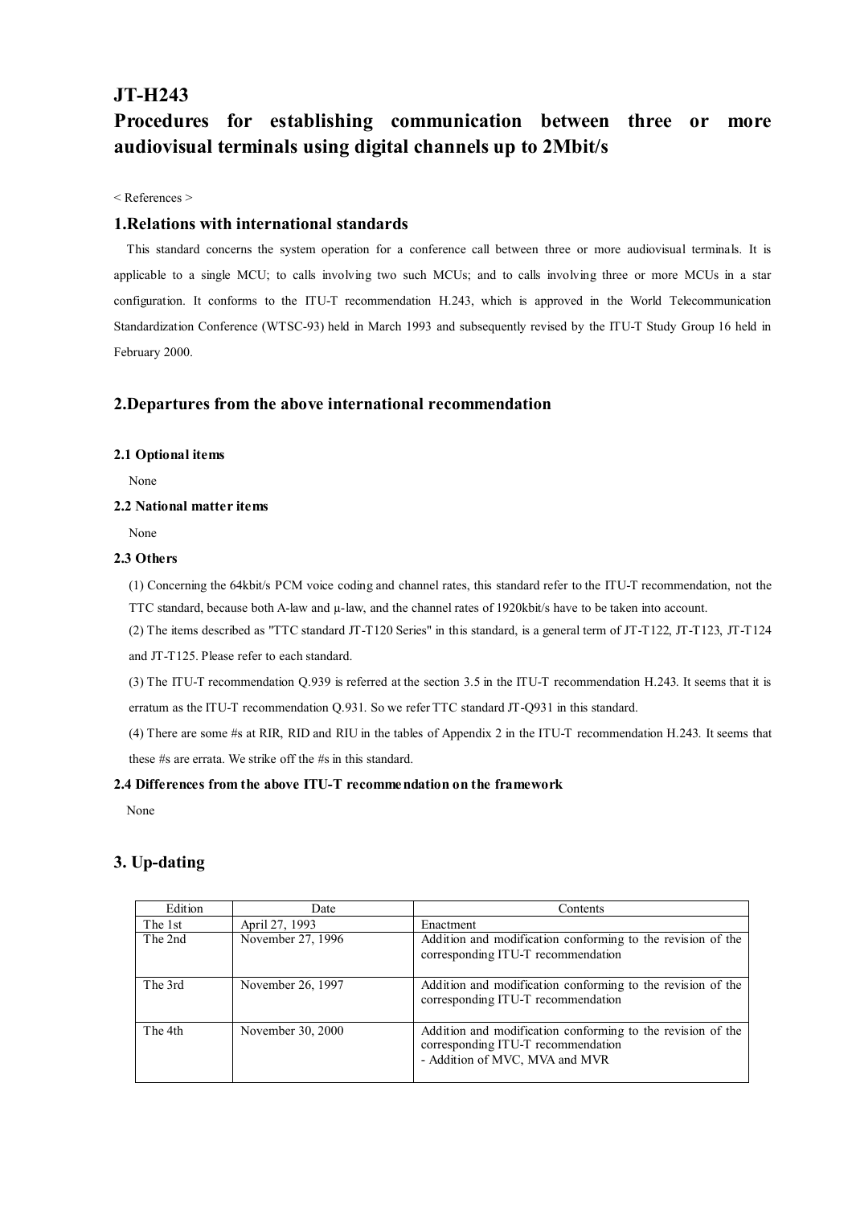# JT-H243

# Procedures for establishing communication between three or more audiovisual terminals using digital channels up to 2Mbit/s

< References >

## 1.Relations with international standards

This standard concerns the system operation for a conference call between three or more audiovisual terminals. It is applicable to a single MCU; to calls involving two such MCUs; and to calls involving three or more MCUs in a star configuration. It conforms to the ITU-T recommendation H.243, which is approved in the World Telecommunication Standardization Conference (WTSC-93) held in March 1993 and subsequently revised by the ITU-T Study Group 16 held in February 2000.

## 2.Departures from the above international recommendation

### 2.1 Optional items

None

### 2.2 National matter items

None

### 2.3 Others

(1) Concerning the 64kbit/s PCM voice coding and channel rates, this standard refer to the ITU-T recommendation, not the TTC standard, because both A-law and μ-law, and the channel rates of 1920kbit/s have to be taken into account.

(2) The items described as "TTC standard JT-T120 Series" in this standard, is a general term of JT-T122, JT-T123, JT-T124 and JT-T125. Please refer to each standard.

(3) The ITU-T recommendation Q.939 is referred at the section 3.5 in the ITU-T recommendation H.243. It seems that it is erratum as the ITU-T recommendation Q.931. So we refer TTC standard JT-Q931 in this standard.

(4) There are some #s at RIR, RID and RIU in the tables of Appendix 2 in the ITU-T recommendation H.243. It seems that these #s are errata. We strike off the #s in this standard.

### 2.4 Differences from the above ITU-T recommendation on the framework

None

## 3. Up-dating

| Edition | Date | Contents |
|---|---|---|
| The 1st | April 27, 1993 | Enactment |
| The 2nd | November 27, 1996 | Addition and modification conforming to the revision of the corresponding ITU-T recommendation |
| The 3rd | November 26, 1997 | Addition and modification conforming to the revision of the corresponding ITU-T recommendation |
| The 4th | November 30, 2000 | Addition and modification conforming to the revision of the corresponding ITU-T recommendation<br>- Addition of MVC, MVA and MVR |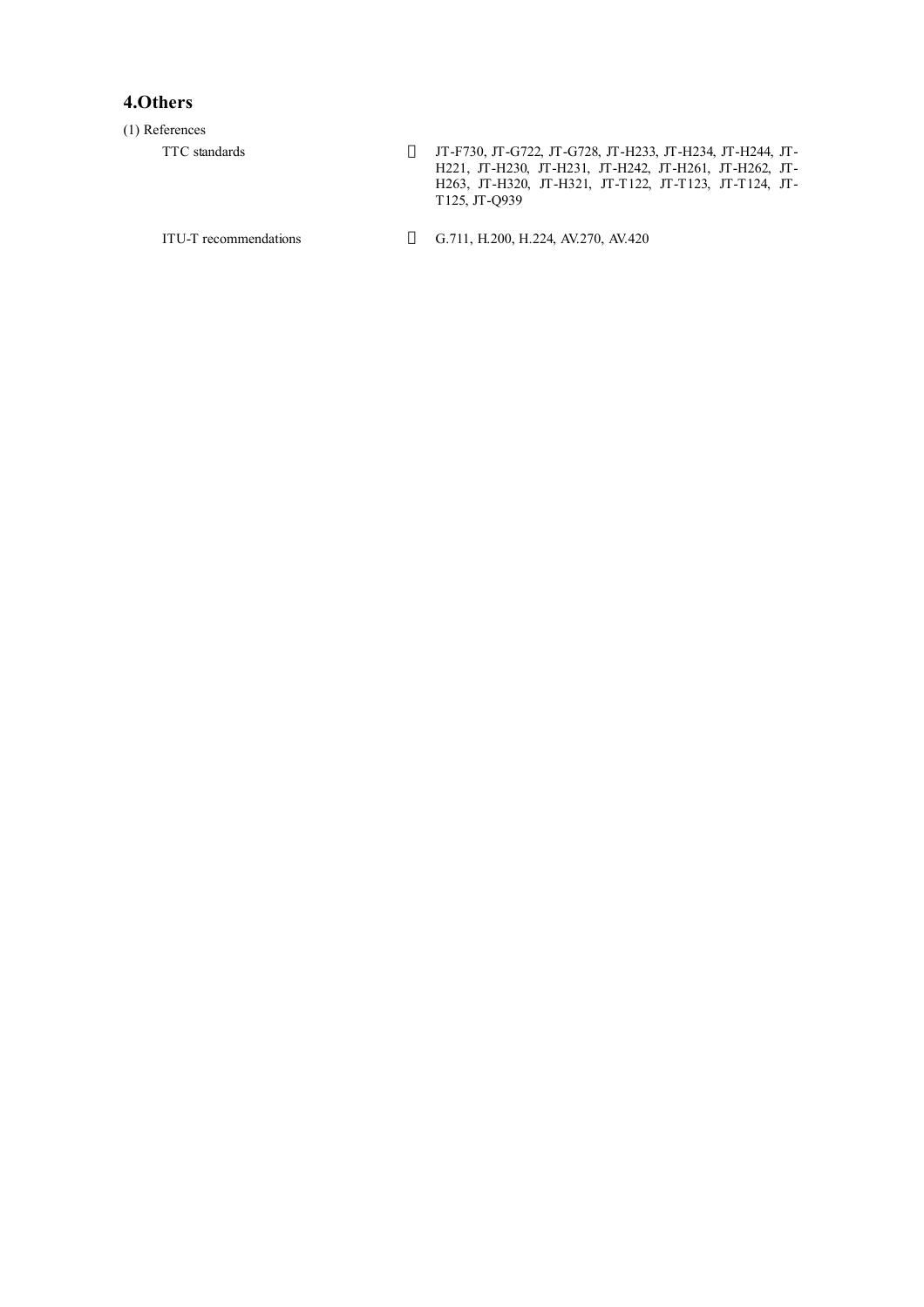## 4.Others

(1) References

TTC standards　：　JT-F730, JT-G722, JT-G728, JT-H233, JT-H234, JT-H244, JT-H221, JT-H230, JT-H231, JT-H242, JT-H261, JT-H262, JT-H263, JT-H320, JT-H321, JT-T122, JT-T123, JT-T124, JT-T125, JT-Q939

ITU-T recommendations　：　G.711, H.200, H.224, AV.270, AV.420